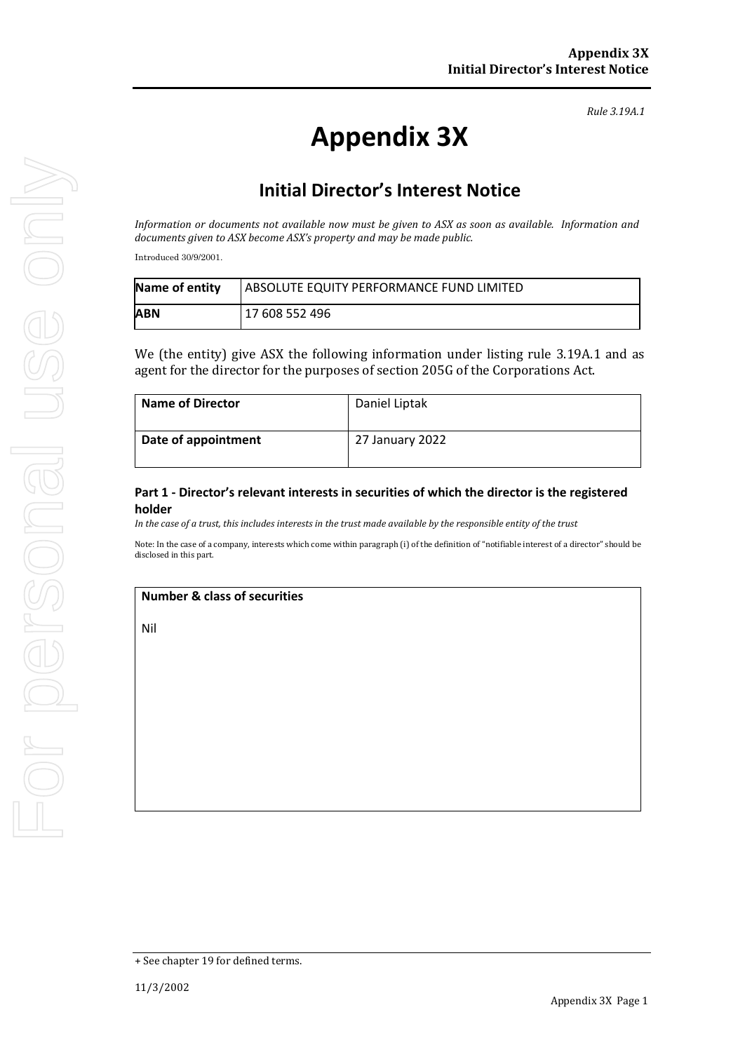*Rule 3.19A.1*

# Appendix 3X

## Initial Director's Interest Notice

*Information or documents not available now must be given to ASX as soon as available. Information and documents given to ASX become ASX's property and may be made public.*

Introduced 30/9/2001.

| **Name of entity** | ABSOLUTE EQUITY PERFORMANCE FUND LIMITED |
|---|---|
| **ABN** | 17 608 552 496 |

We (the entity) give ASX the following information under listing rule 3.19A.1 and as agent for the director for the purposes of section 205G of the Corporations Act.

| **Name of Director** | Daniel Liptak |
|---|---|
| **Date of appointment** | 27 January 2022 |

### Part 1 - Director's relevant interests in securities of which the director is the registered holder

*In the case of a trust, this includes interests in the trust made available by the responsible entity of the trust*

Note: In the case of a company, interests which come within paragraph (i) of the definition of "notifiable interest of a director" should be disclosed in this part.

| **Number & class of securities** |
|---|
| Nil |

+ See chapter 19 for defined terms.

11/3/2002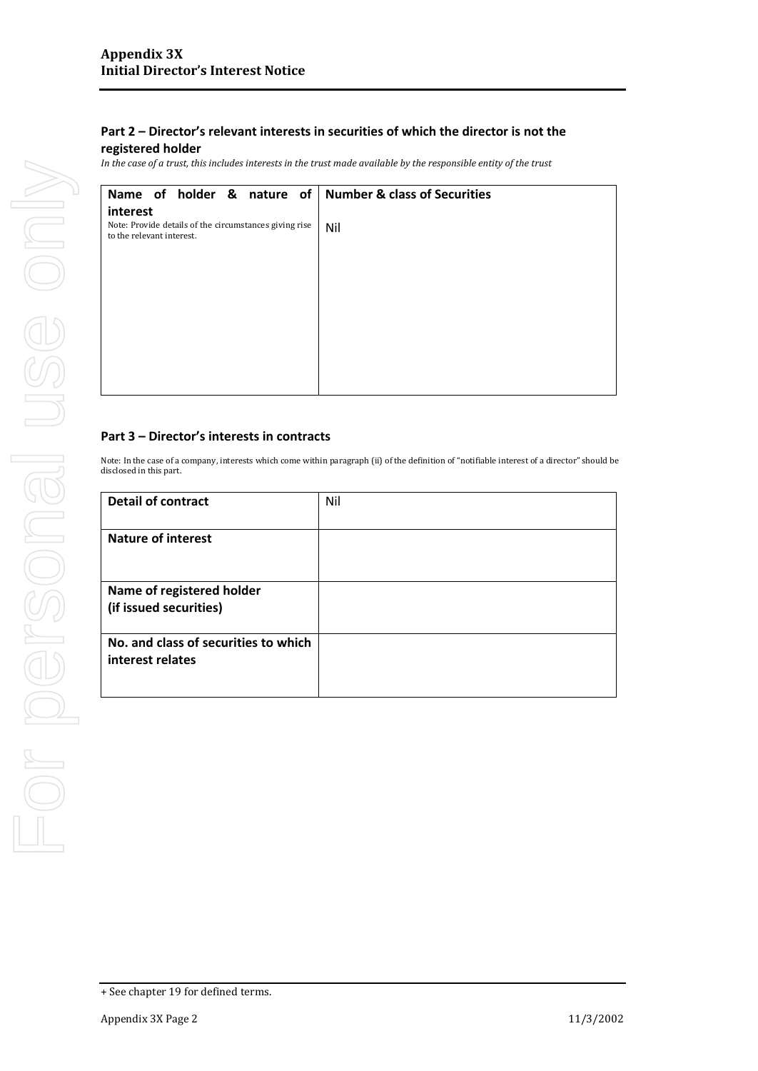## Part 2 – Director's relevant interests in securities of which the director is not the registered holder

*In the case of a trust, this includes interests in the trust made available by the responsible entity of the trust*

| **Name of holder & nature of interest**<br>Note: Provide details of the circumstances giving rise to the relevant interest. | **Number & class of Securities** |
|---|---|
| | Nil |

## Part 3 – Director's interests in contracts

Note: In the case of a company, interests which come within paragraph (ii) of the definition of "notifiable interest of a director" should be disclosed in this part.

| | |
|---|---|
| **Detail of contract** | Nil |
| **Nature of interest** | |
| **Name of registered holder (if issued securities)** | |
| **No. and class of securities to which interest relates** | |

+ See chapter 19 for defined terms.